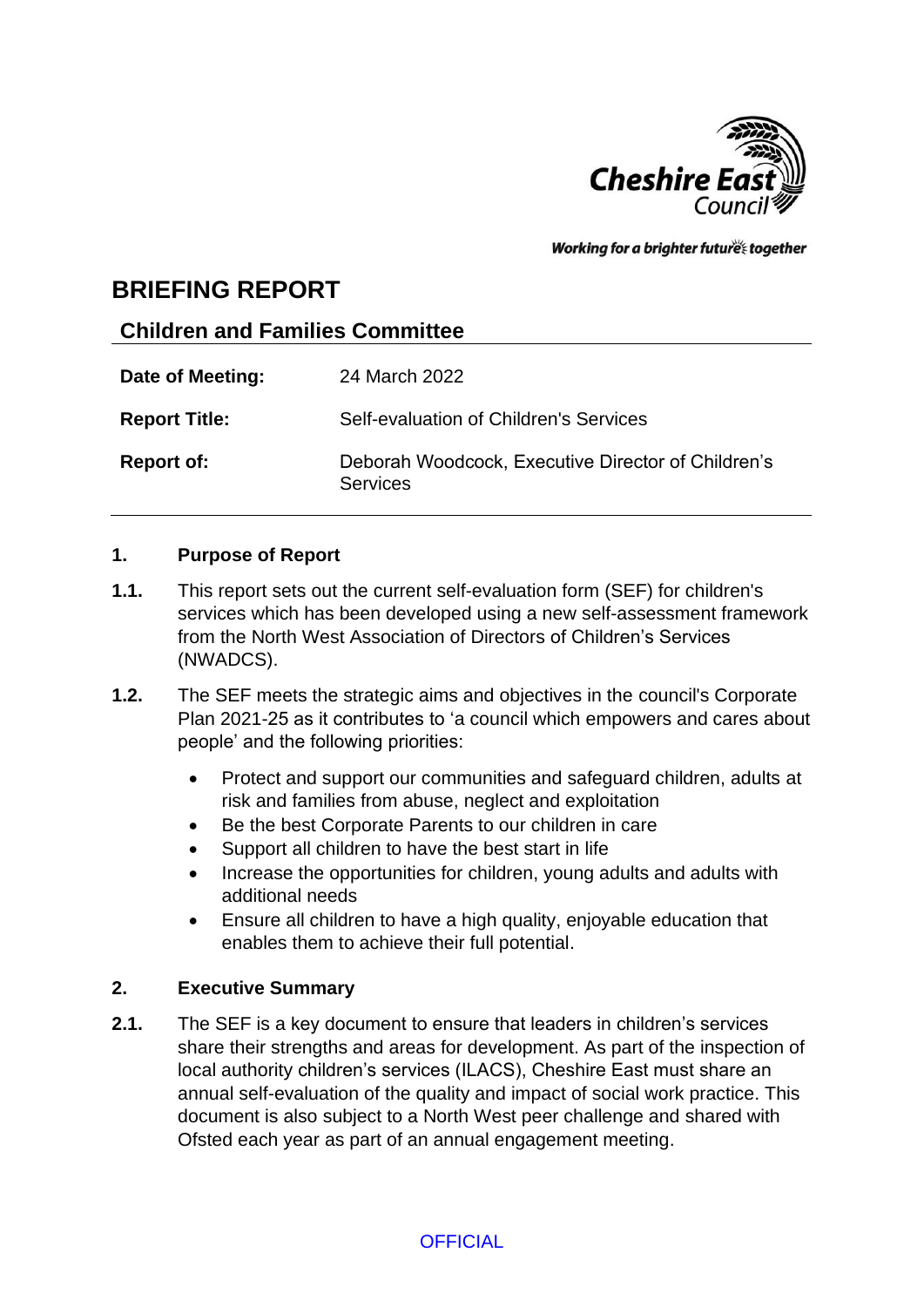Cheshire East Council

*Working for a brighter future together*

# BRIEFING REPORT

## Children and Families Committee

| | |
|---|---|
| **Date of Meeting:** | 24 March 2022 |
| **Report Title:** | Self-evaluation of Children's Services |
| **Report of:** | Deborah Woodcock, Executive Director of Children's Services |

### 1. Purpose of Report

**1.1.** This report sets out the current self-evaluation form (SEF) for children's services which has been developed using a new self-assessment framework from the North West Association of Directors of Children's Services (NWADCS).

**1.2.** The SEF meets the strategic aims and objectives in the council's Corporate Plan 2021-25 as it contributes to 'a council which empowers and cares about people' and the following priorities:

- Protect and support our communities and safeguard children, adults at risk and families from abuse, neglect and exploitation
- Be the best Corporate Parents to our children in care
- Support all children to have the best start in life
- Increase the opportunities for children, young adults and adults with additional needs
- Ensure all children to have a high quality, enjoyable education that enables them to achieve their full potential.

### 2. Executive Summary

**2.1.** The SEF is a key document to ensure that leaders in children's services share their strengths and areas for development. As part of the inspection of local authority children's services (ILACS), Cheshire East must share an annual self-evaluation of the quality and impact of social work practice. This document is also subject to a North West peer challenge and shared with Ofsted each year as part of an annual engagement meeting.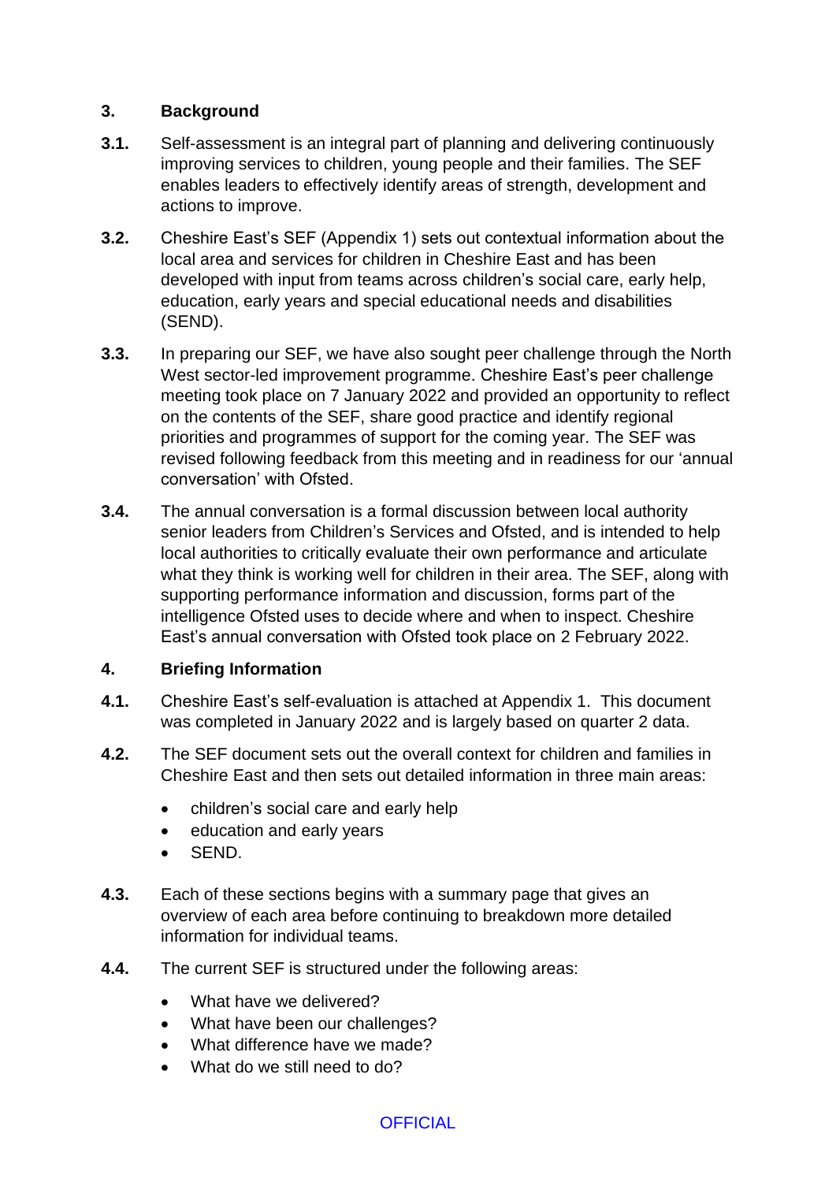## 3. Background

**3.1.** Self-assessment is an integral part of planning and delivering continuously improving services to children, young people and their families. The SEF enables leaders to effectively identify areas of strength, development and actions to improve.

**3.2.** Cheshire East's SEF (Appendix 1) sets out contextual information about the local area and services for children in Cheshire East and has been developed with input from teams across children's social care, early help, education, early years and special educational needs and disabilities (SEND).

**3.3.** In preparing our SEF, we have also sought peer challenge through the North West sector-led improvement programme. Cheshire East's peer challenge meeting took place on 7 January 2022 and provided an opportunity to reflect on the contents of the SEF, share good practice and identify regional priorities and programmes of support for the coming year. The SEF was revised following feedback from this meeting and in readiness for our 'annual conversation' with Ofsted.

**3.4.** The annual conversation is a formal discussion between local authority senior leaders from Children's Services and Ofsted, and is intended to help local authorities to critically evaluate their own performance and articulate what they think is working well for children in their area. The SEF, along with supporting performance information and discussion, forms part of the intelligence Ofsted uses to decide where and when to inspect. Cheshire East's annual conversation with Ofsted took place on 2 February 2022.

## 4. Briefing Information

**4.1.** Cheshire East's self-evaluation is attached at Appendix 1. This document was completed in January 2022 and is largely based on quarter 2 data.

**4.2.** The SEF document sets out the overall context for children and families in Cheshire East and then sets out detailed information in three main areas:

- children's social care and early help
- education and early years
- SEND.

**4.3.** Each of these sections begins with a summary page that gives an overview of each area before continuing to breakdown more detailed information for individual teams.

**4.4.** The current SEF is structured under the following areas:

- What have we delivered?
- What have been our challenges?
- What difference have we made?
- What do we still need to do?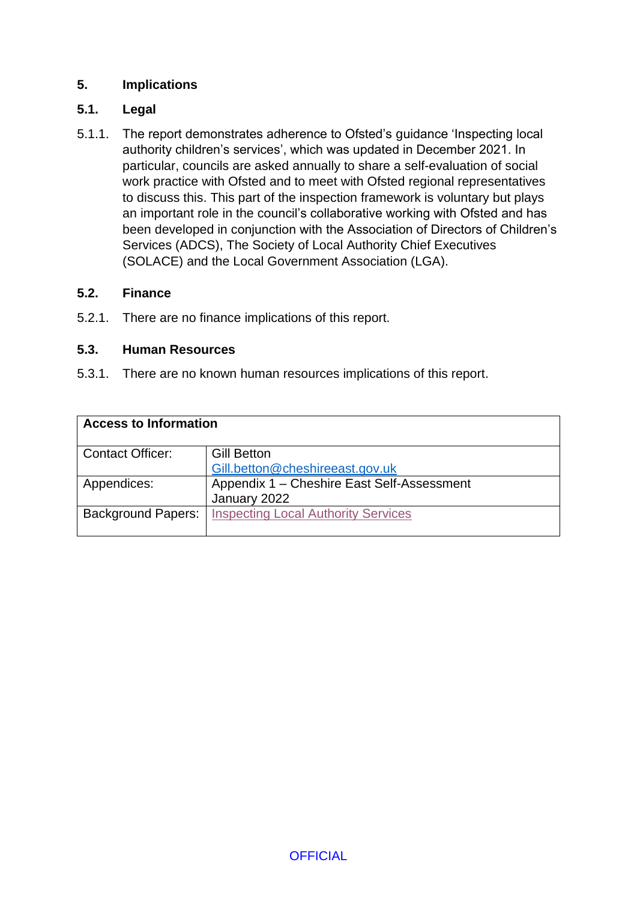## 5. Implications

### 5.1. Legal

5.1.1. The report demonstrates adherence to Ofsted's guidance 'Inspecting local authority children's services', which was updated in December 2021. In particular, councils are asked annually to share a self-evaluation of social work practice with Ofsted and to meet with Ofsted regional representatives to discuss this. This part of the inspection framework is voluntary but plays an important role in the council's collaborative working with Ofsted and has been developed in conjunction with the Association of Directors of Children's Services (ADCS), The Society of Local Authority Chief Executives (SOLACE) and the Local Government Association (LGA).

### 5.2. Finance

5.2.1. There are no finance implications of this report.

### 5.3. Human Resources

5.3.1. There are no known human resources implications of this report.

| **Access to Information** | |
|---|---|
| Contact Officer: | Gill Betton<br>Gill.betton@cheshireeast.gov.uk |
| Appendices: | Appendix 1 – Cheshire East Self-Assessment January 2022 |
| Background Papers: | Inspecting Local Authority Services |

OFFICIAL